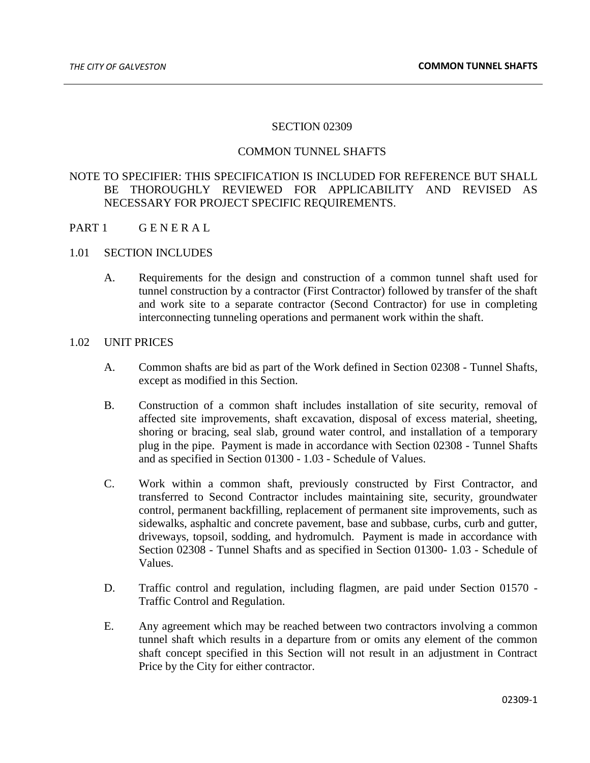# SECTION 02309

# COMMON TUNNEL SHAFTS

NOTE TO SPECIFIER: THIS SPECIFICATION IS INCLUDED FOR REFERENCE BUT SHALL BE THOROUGHLY REVIEWED FOR APPLICABILITY AND REVISED AS NECESSARY FOR PROJECT SPECIFIC REQUIREMENTS.

## PART 1 G E N E R A L

### 1.01 SECTION INCLUDES

A. Requirements for the design and construction of a common tunnel shaft used for tunnel construction by a contractor (First Contractor) followed by transfer of the shaft and work site to a separate contractor (Second Contractor) for use in completing interconnecting tunneling operations and permanent work within the shaft.

### 1.02 UNIT PRICES

A. Common shafts are bid as part of the Work defined in Section 02308 - Tunnel Shafts, except as modified in this Section.

B. Construction of a common shaft includes installation of site security, removal of affected site improvements, shaft excavation, disposal of excess material, sheeting, shoring or bracing, seal slab, ground water control, and installation of a temporary plug in the pipe. Payment is made in accordance with Section 02308 - Tunnel Shafts and as specified in Section 01300 - 1.03 - Schedule of Values.

C. Work within a common shaft, previously constructed by First Contractor, and transferred to Second Contractor includes maintaining site, security, groundwater control, permanent backfilling, replacement of permanent site improvements, such as sidewalks, asphaltic and concrete pavement, base and subbase, curbs, curb and gutter, driveways, topsoil, sodding, and hydromulch. Payment is made in accordance with Section 02308 - Tunnel Shafts and as specified in Section 01300- 1.03 - Schedule of Values.

D. Traffic control and regulation, including flagmen, are paid under Section 01570 - Traffic Control and Regulation.

E. Any agreement which may be reached between two contractors involving a common tunnel shaft which results in a departure from or omits any element of the common shaft concept specified in this Section will not result in an adjustment in Contract Price by the City for either contractor.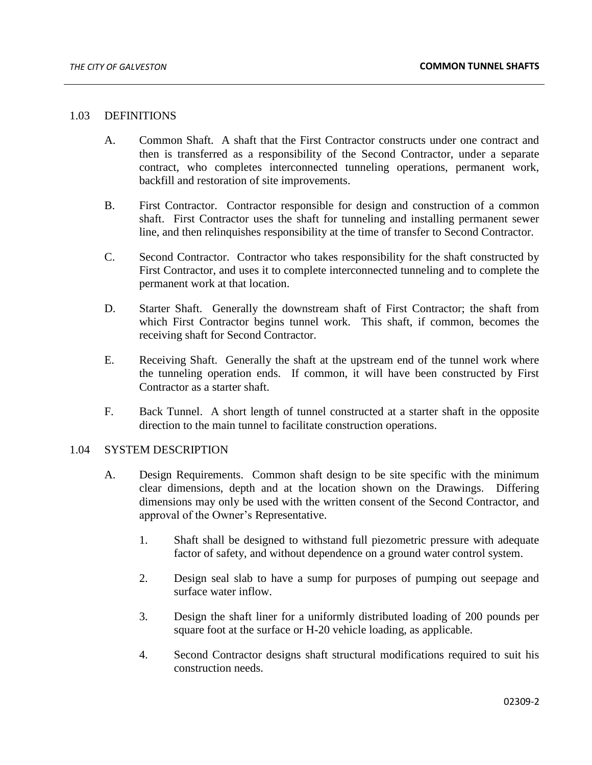## 1.03 DEFINITIONS

A. Common Shaft. A shaft that the First Contractor constructs under one contract and then is transferred as a responsibility of the Second Contractor, under a separate contract, who completes interconnected tunneling operations, permanent work, backfill and restoration of site improvements.

B. First Contractor. Contractor responsible for design and construction of a common shaft. First Contractor uses the shaft for tunneling and installing permanent sewer line, and then relinquishes responsibility at the time of transfer to Second Contractor.

C. Second Contractor. Contractor who takes responsibility for the shaft constructed by First Contractor, and uses it to complete interconnected tunneling and to complete the permanent work at that location.

D. Starter Shaft. Generally the downstream shaft of First Contractor; the shaft from which First Contractor begins tunnel work. This shaft, if common, becomes the receiving shaft for Second Contractor.

E. Receiving Shaft. Generally the shaft at the upstream end of the tunnel work where the tunneling operation ends. If common, it will have been constructed by First Contractor as a starter shaft.

F. Back Tunnel. A short length of tunnel constructed at a starter shaft in the opposite direction to the main tunnel to facilitate construction operations.

## 1.04 SYSTEM DESCRIPTION

A. Design Requirements. Common shaft design to be site specific with the minimum clear dimensions, depth and at the location shown on the Drawings. Differing dimensions may only be used with the written consent of the Second Contractor, and approval of the Owner's Representative.

1. Shaft shall be designed to withstand full piezometric pressure with adequate factor of safety, and without dependence on a ground water control system.

2. Design seal slab to have a sump for purposes of pumping out seepage and surface water inflow.

3. Design the shaft liner for a uniformly distributed loading of 200 pounds per square foot at the surface or H-20 vehicle loading, as applicable.

4. Second Contractor designs shaft structural modifications required to suit his construction needs.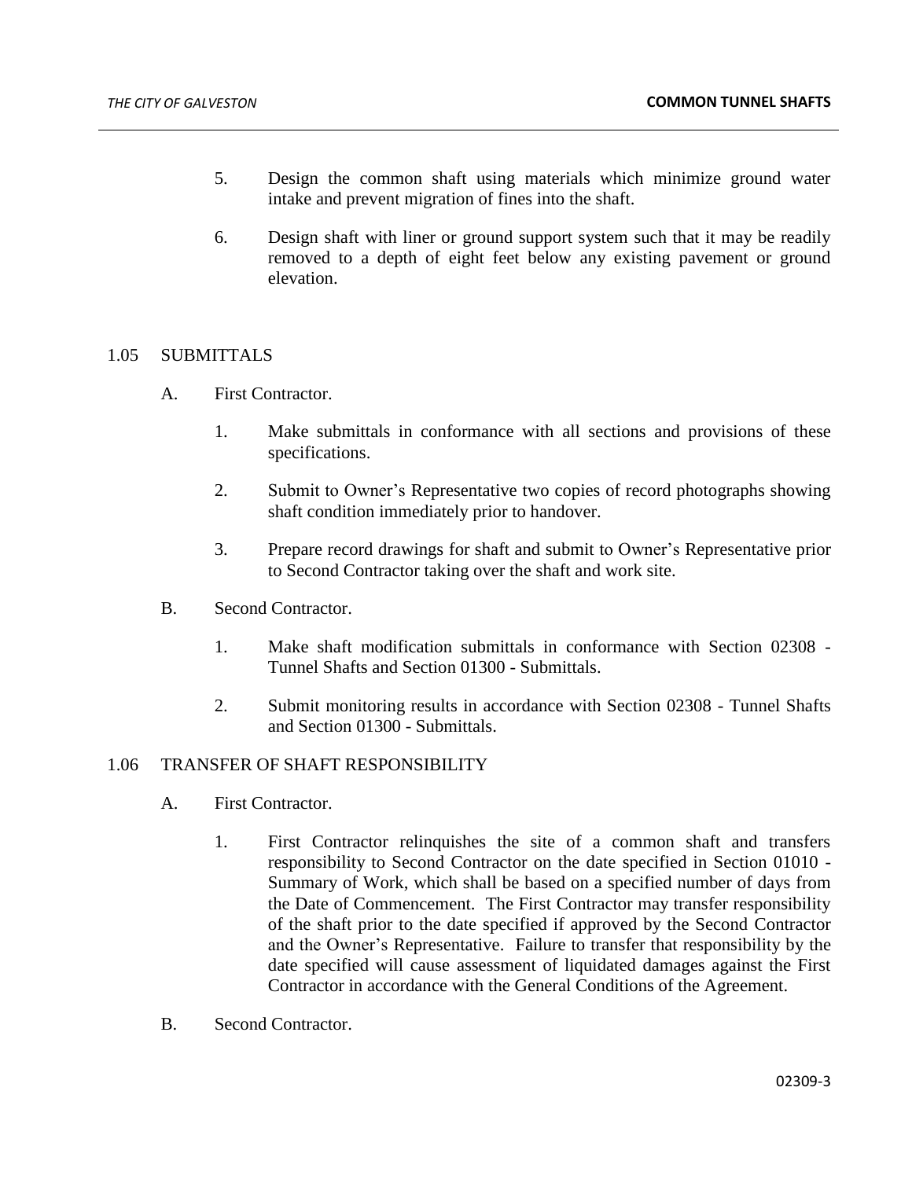5. Design the common shaft using materials which minimize ground water intake and prevent migration of fines into the shaft.

6. Design shaft with liner or ground support system such that it may be readily removed to a depth of eight feet below any existing pavement or ground elevation.

## 1.05 SUBMITTALS

A. First Contractor.

1. Make submittals in conformance with all sections and provisions of these specifications.

2. Submit to Owner's Representative two copies of record photographs showing shaft condition immediately prior to handover.

3. Prepare record drawings for shaft and submit to Owner's Representative prior to Second Contractor taking over the shaft and work site.

B. Second Contractor.

1. Make shaft modification submittals in conformance with Section 02308 - Tunnel Shafts and Section 01300 - Submittals.

2. Submit monitoring results in accordance with Section 02308 - Tunnel Shafts and Section 01300 - Submittals.

## 1.06 TRANSFER OF SHAFT RESPONSIBILITY

A. First Contractor.

1. First Contractor relinquishes the site of a common shaft and transfers responsibility to Second Contractor on the date specified in Section 01010 - Summary of Work, which shall be based on a specified number of days from the Date of Commencement. The First Contractor may transfer responsibility of the shaft prior to the date specified if approved by the Second Contractor and the Owner's Representative. Failure to transfer that responsibility by the date specified will cause assessment of liquidated damages against the First Contractor in accordance with the General Conditions of the Agreement.

B. Second Contractor.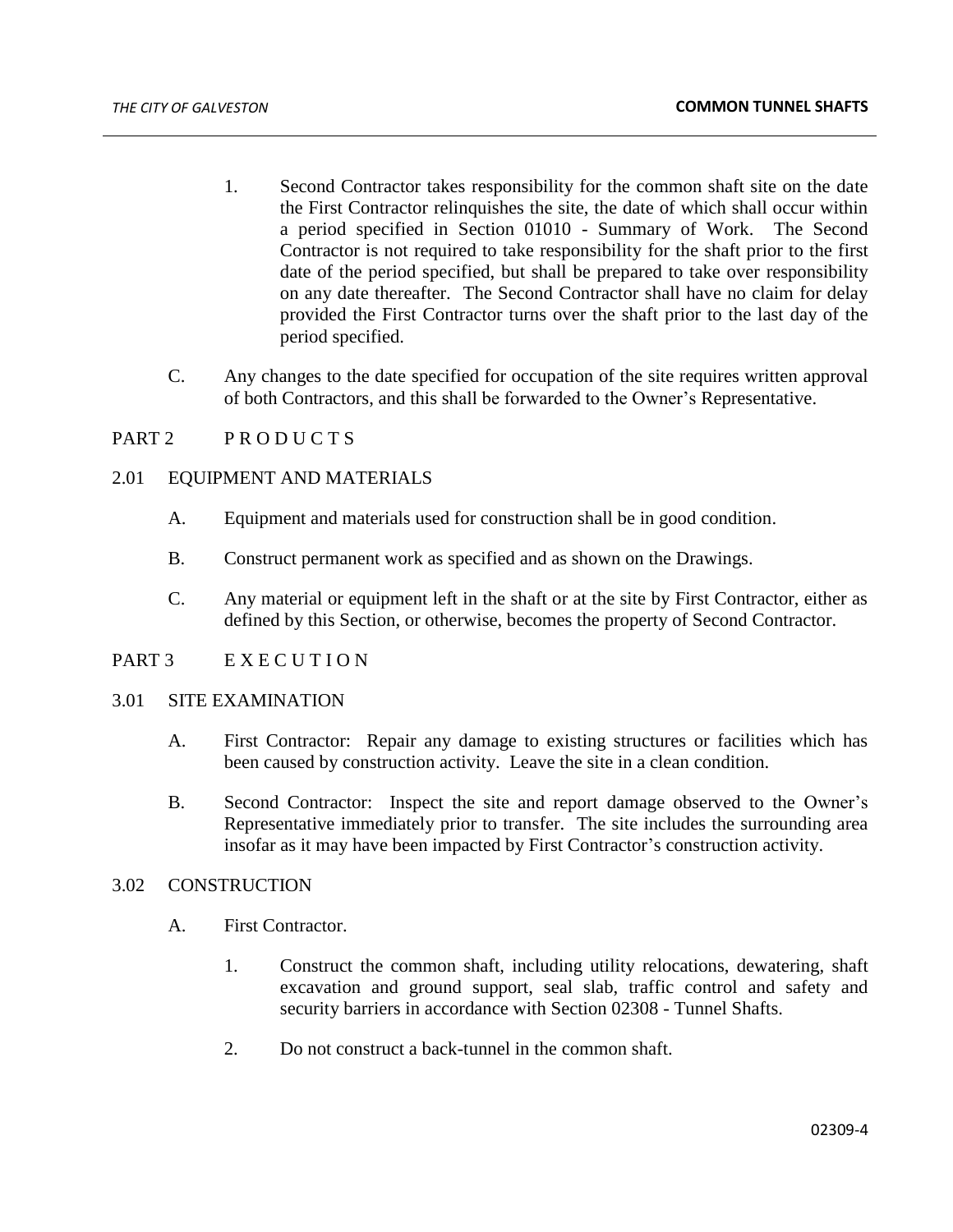1. Second Contractor takes responsibility for the common shaft site on the date the First Contractor relinquishes the site, the date of which shall occur within a period specified in Section 01010 - Summary of Work. The Second Contractor is not required to take responsibility for the shaft prior to the first date of the period specified, but shall be prepared to take over responsibility on any date thereafter. The Second Contractor shall have no claim for delay provided the First Contractor turns over the shaft prior to the last day of the period specified.

C. Any changes to the date specified for occupation of the site requires written approval of both Contractors, and this shall be forwarded to the Owner's Representative.

## PART 2 P R O D U C T S

### 2.01 EQUIPMENT AND MATERIALS

A. Equipment and materials used for construction shall be in good condition.

B. Construct permanent work as specified and as shown on the Drawings.

C. Any material or equipment left in the shaft or at the site by First Contractor, either as defined by this Section, or otherwise, becomes the property of Second Contractor.

## PART 3 E X E C U T I O N

### 3.01 SITE EXAMINATION

A. First Contractor: Repair any damage to existing structures or facilities which has been caused by construction activity. Leave the site in a clean condition.

B. Second Contractor: Inspect the site and report damage observed to the Owner's Representative immediately prior to transfer. The site includes the surrounding area insofar as it may have been impacted by First Contractor's construction activity.

### 3.02 CONSTRUCTION

A. First Contractor.

1. Construct the common shaft, including utility relocations, dewatering, shaft excavation and ground support, seal slab, traffic control and safety and security barriers in accordance with Section 02308 - Tunnel Shafts.

2. Do not construct a back-tunnel in the common shaft.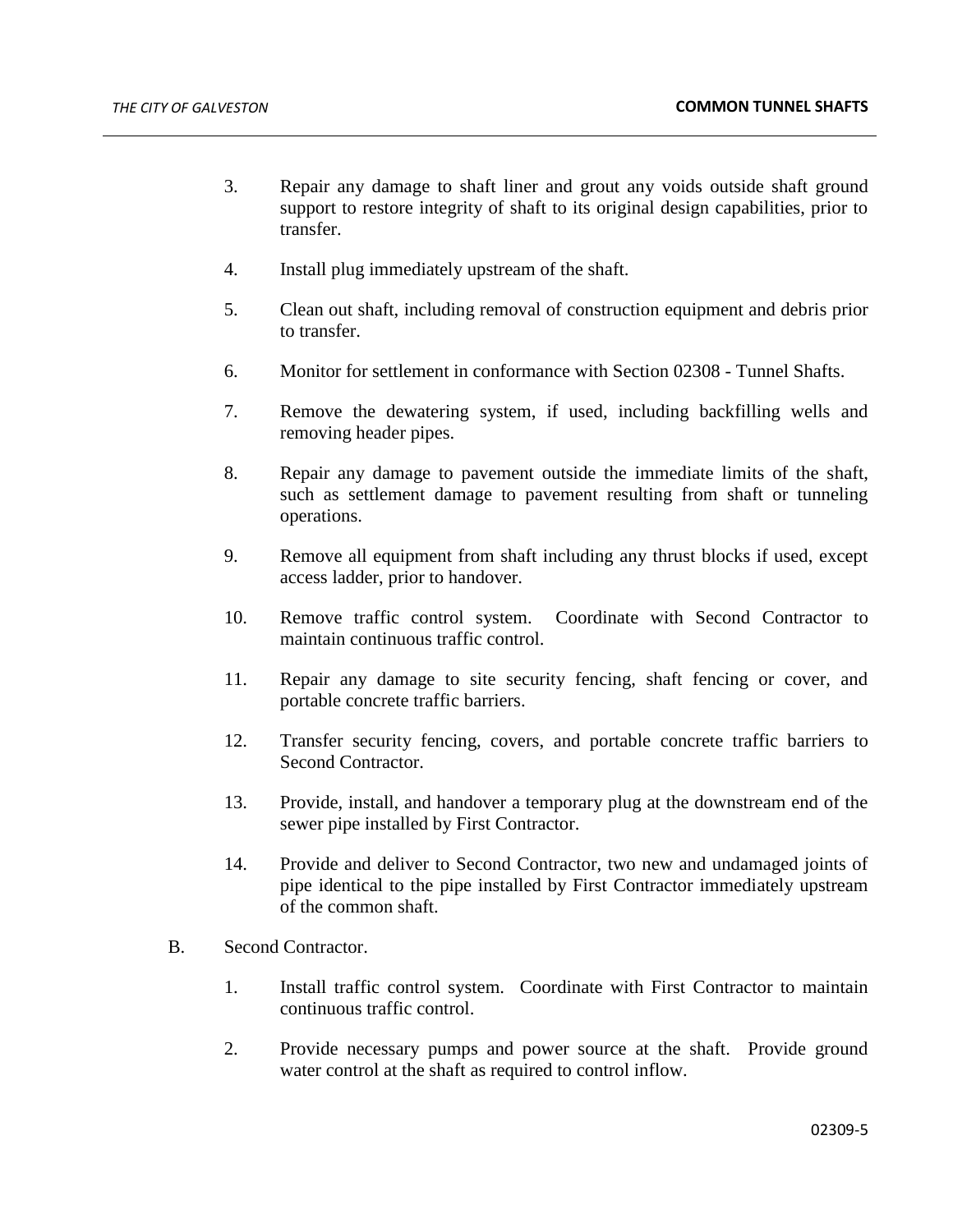3. Repair any damage to shaft liner and grout any voids outside shaft ground support to restore integrity of shaft to its original design capabilities, prior to transfer.

4. Install plug immediately upstream of the shaft.

5. Clean out shaft, including removal of construction equipment and debris prior to transfer.

6. Monitor for settlement in conformance with Section 02308 - Tunnel Shafts.

7. Remove the dewatering system, if used, including backfilling wells and removing header pipes.

8. Repair any damage to pavement outside the immediate limits of the shaft, such as settlement damage to pavement resulting from shaft or tunneling operations.

9. Remove all equipment from shaft including any thrust blocks if used, except access ladder, prior to handover.

10. Remove traffic control system. Coordinate with Second Contractor to maintain continuous traffic control.

11. Repair any damage to site security fencing, shaft fencing or cover, and portable concrete traffic barriers.

12. Transfer security fencing, covers, and portable concrete traffic barriers to Second Contractor.

13. Provide, install, and handover a temporary plug at the downstream end of the sewer pipe installed by First Contractor.

14. Provide and deliver to Second Contractor, two new and undamaged joints of pipe identical to the pipe installed by First Contractor immediately upstream of the common shaft.

B. Second Contractor.

1. Install traffic control system. Coordinate with First Contractor to maintain continuous traffic control.

2. Provide necessary pumps and power source at the shaft. Provide ground water control at the shaft as required to control inflow.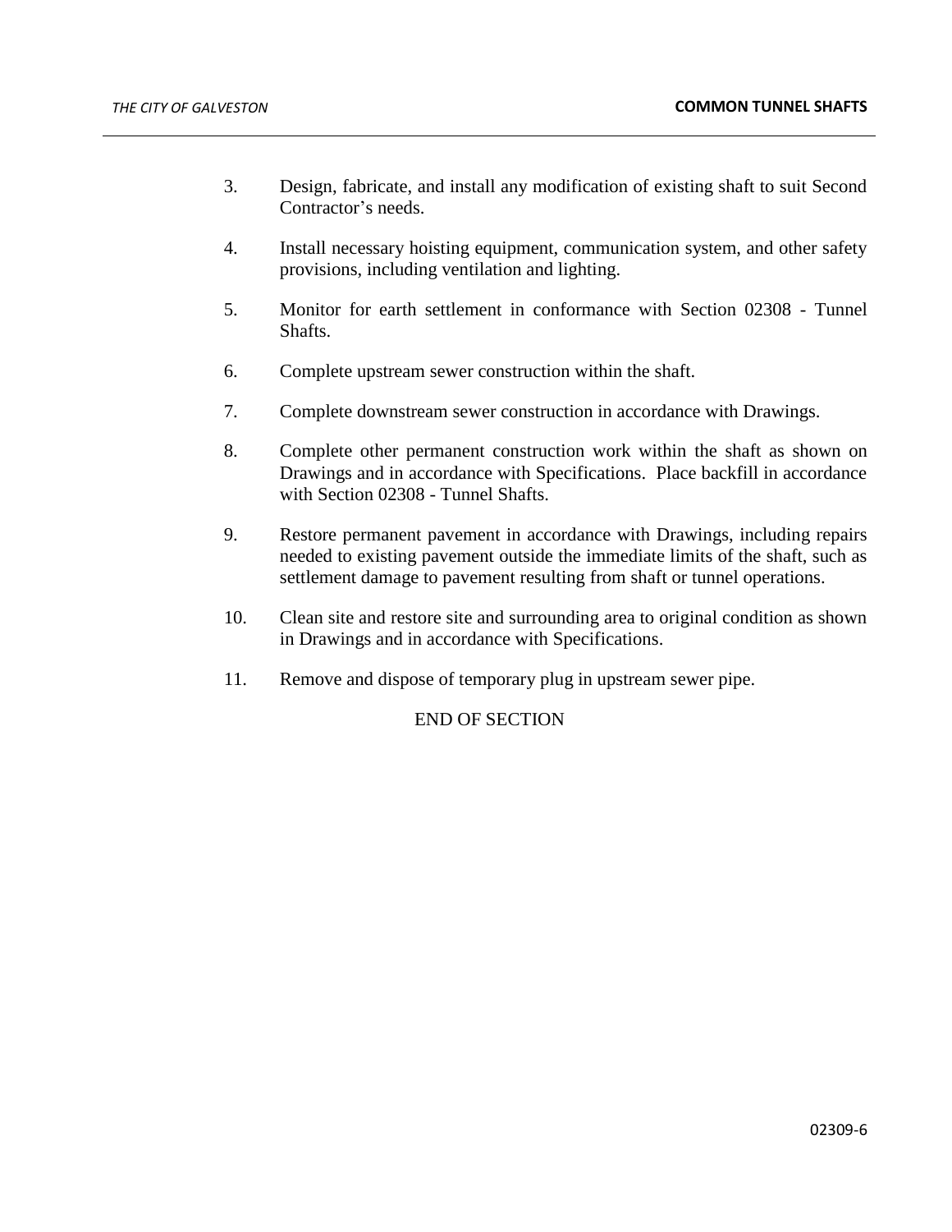3. Design, fabricate, and install any modification of existing shaft to suit Second Contractor's needs.

4. Install necessary hoisting equipment, communication system, and other safety provisions, including ventilation and lighting.

5. Monitor for earth settlement in conformance with Section 02308 - Tunnel Shafts.

6. Complete upstream sewer construction within the shaft.

7. Complete downstream sewer construction in accordance with Drawings.

8. Complete other permanent construction work within the shaft as shown on Drawings and in accordance with Specifications. Place backfill in accordance with Section 02308 - Tunnel Shafts.

9. Restore permanent pavement in accordance with Drawings, including repairs needed to existing pavement outside the immediate limits of the shaft, such as settlement damage to pavement resulting from shaft or tunnel operations.

10. Clean site and restore site and surrounding area to original condition as shown in Drawings and in accordance with Specifications.

11. Remove and dispose of temporary plug in upstream sewer pipe.

END OF SECTION